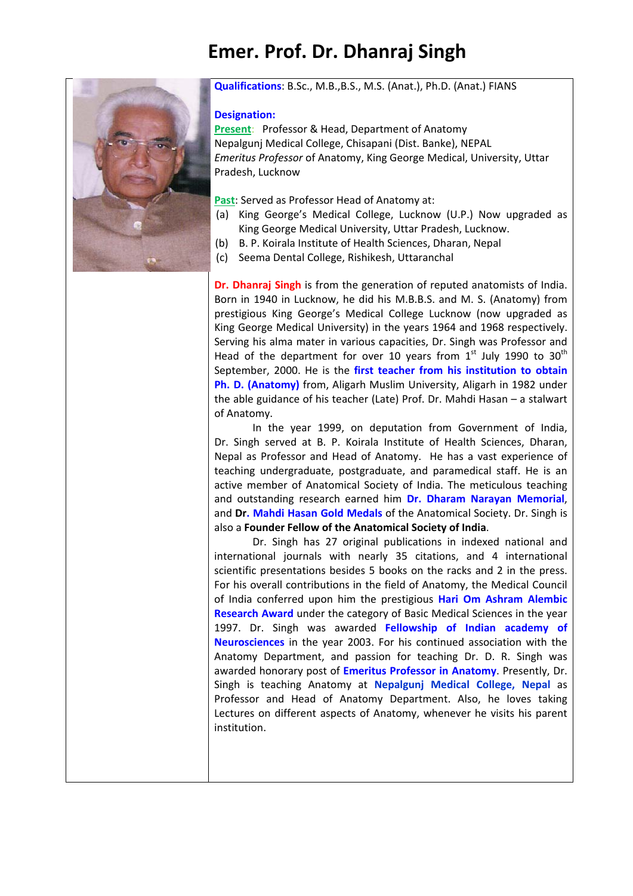# Emer. Prof. Dr. Dhanraj Singh

**Qualifications**: B.Sc., M.B.,B.S., M.S. (Anat.), Ph.D. (Anat.) FIANS

**Designation:**

**Present**: Professor & Head, Department of Anatomy
Nepalgunj Medical College, Chisapani (Dist. Banke), NEPAL
*Emeritus Professor* of Anatomy, King George Medical, University, Uttar Pradesh, Lucknow

**Past**: Served as Professor Head of Anatomy at:

(a) King George's Medical College, Lucknow (U.P.) Now upgraded as King George Medical University, Uttar Pradesh, Lucknow.
(b) B. P. Koirala Institute of Health Sciences, Dharan, Nepal
(c) Seema Dental College, Rishikesh, Uttaranchal

**Dr. Dhanraj Singh** is from the generation of reputed anatomists of India. Born in 1940 in Lucknow, he did his M.B.B.S. and M. S. (Anatomy) from prestigious King George's Medical College Lucknow (now upgraded as King George Medical University) in the years 1964 and 1968 respectively. Serving his alma mater in various capacities, Dr. Singh was Professor and Head of the department for over 10 years from 1st July 1990 to 30th September, 2000. He is the **first teacher from his institution to obtain Ph. D. (Anatomy)** from, Aligarh Muslim University, Aligarh in 1982 under the able guidance of his teacher (Late) Prof. Dr. Mahdi Hasan – a stalwart of Anatomy.

In the year 1999, on deputation from Government of India, Dr. Singh served at B. P. Koirala Institute of Health Sciences, Dharan, Nepal as Professor and Head of Anatomy. He has a vast experience of teaching undergraduate, postgraduate, and paramedical staff. He is an active member of Anatomical Society of India. The meticulous teaching and outstanding research earned him **Dr. Dharam Narayan Memorial**, and **Dr. Mahdi Hasan Gold Medals** of the Anatomical Society. Dr. Singh is also a **Founder Fellow of the Anatomical Society of India**.

Dr. Singh has 27 original publications in indexed national and international journals with nearly 35 citations, and 4 international scientific presentations besides 5 books on the racks and 2 in the press. For his overall contributions in the field of Anatomy, the Medical Council of India conferred upon him the prestigious **Hari Om Ashram Alembic Research Award** under the category of Basic Medical Sciences in the year 1997. Dr. Singh was awarded **Fellowship of Indian academy of Neurosciences** in the year 2003. For his continued association with the Anatomy Department, and passion for teaching Dr. D. R. Singh was awarded honorary post of **Emeritus Professor in Anatomy**. Presently, Dr. Singh is teaching Anatomy at **Nepalgunj Medical College, Nepal** as Professor and Head of Anatomy Department. Also, he loves taking Lectures on different aspects of Anatomy, whenever he visits his parent institution.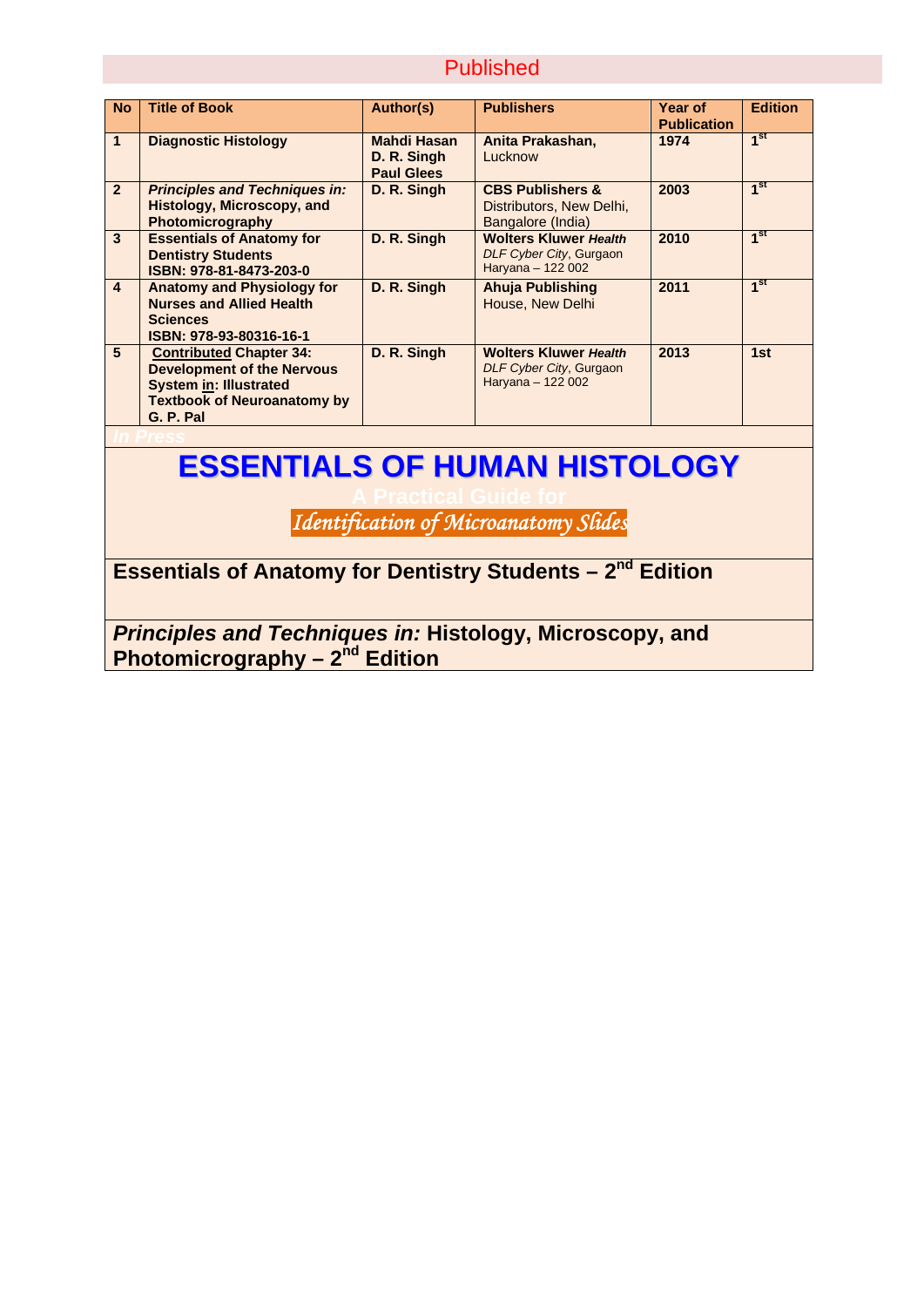## Published

| No | Title of Book | Author(s) | Publishers | Year of Publication | Edition |
|---|---|---|---|---|---|
| 1 | **Diagnostic Histology** | **Mahdi Hasan**<br>**D. R. Singh**<br>**Paul Glees** | **Anita Prakashan,** Lucknow | **1974** | **1st** |
| 2 | ***Principles and Techniques in:*** **Histology, Microscopy, and Photomicrography** | **D. R. Singh** | **CBS Publishers &** Distributors, New Delhi, Bangalore (India) | **2003** | **1st** |
| 3 | **Essentials of Anatomy for Dentistry Students**<br>**ISBN: 978-81-8473-203-0** | **D. R. Singh** | **Wolters Kluwer** ***Health*** *DLF Cyber City*, Gurgaon Haryana – 122 002 | **2010** | **1st** |
| 4 | **Anatomy and Physiology for Nurses and Allied Health Sciences**<br>**ISBN: 978-93-80316-16-1** | **D. R. Singh** | **Ahuja Publishing** House, New Delhi | **2011** | **1st** |
| 5 | **Contributed Chapter 34: Development of the Nervous System in: Illustrated Textbook of Neuroanatomy by G. P. Pal** | **D. R. Singh** | **Wolters Kluwer** ***Health*** *DLF Cyber City*, Gurgaon Haryana – 122 002 | **2013** | **1st** |

***In Press***

# ESSENTIALS OF HUMAN HISTOLOGY

**A Practical Guide for**

*Identification of Microanatomy Slides*

**Essentials of Anatomy for Dentistry Students – 2nd Edition**

***Principles and Techniques in:*** **Histology, Microscopy, and Photomicrography – 2nd Edition**